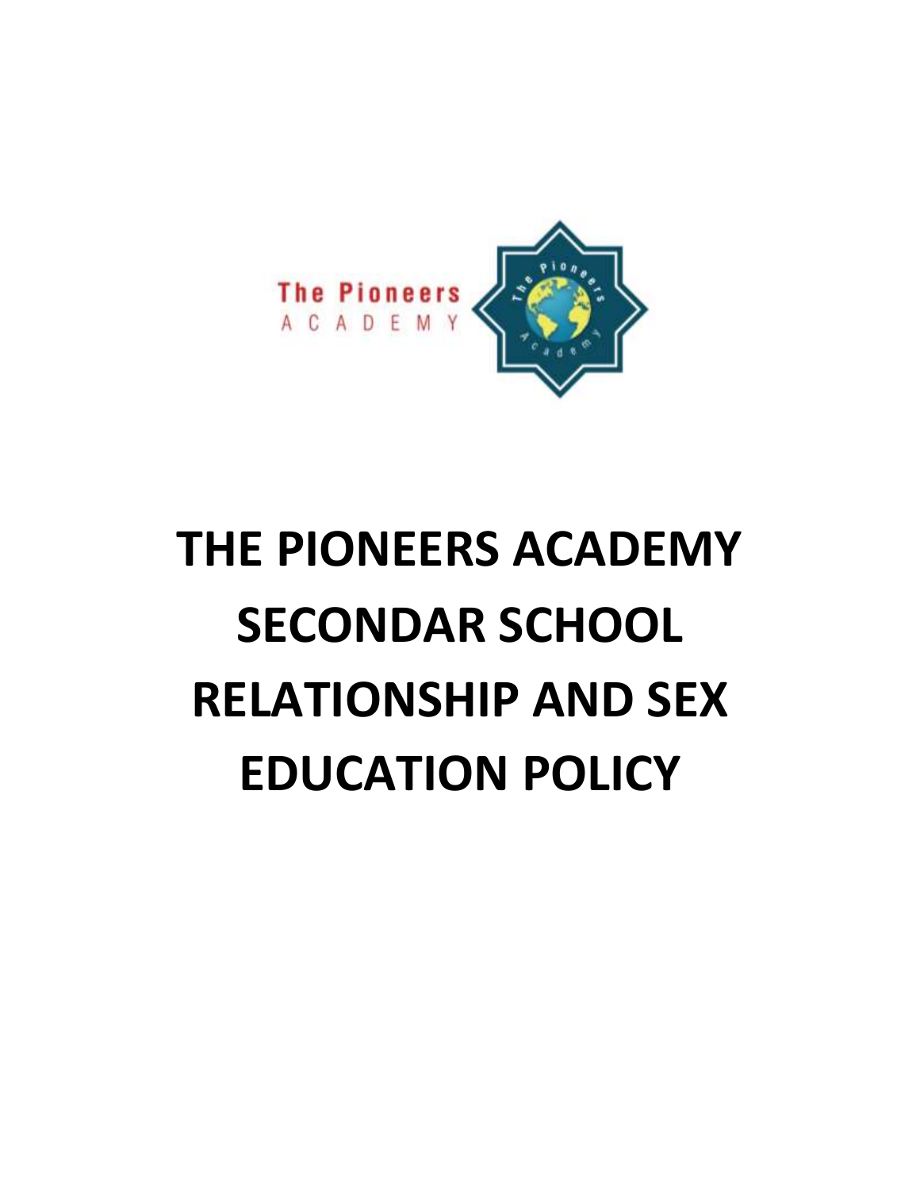The Pioneers
ACADEMY

# THE PIONEERS ACADEMY SECONDAR SCHOOL RELATIONSHIP AND SEX EDUCATION POLICY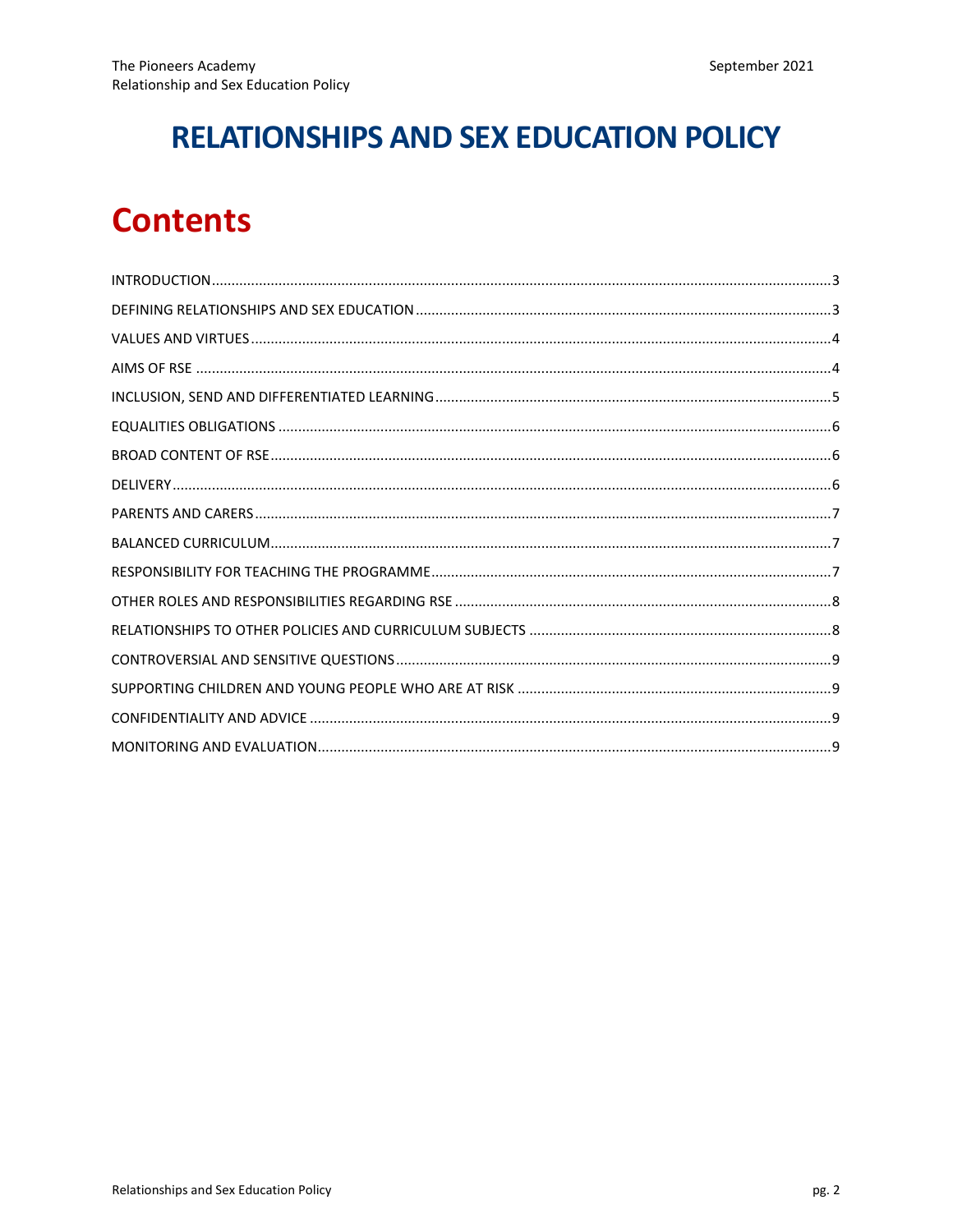# RELATIONSHIPS AND SEX EDUCATION POLICY

# Contents

INTRODUCTION....3
DEFINING RELATIONSHIPS AND SEX EDUCATION....3
VALUES AND VIRTUES....4
AIMS OF RSE....4
INCLUSION, SEND AND DIFFERENTIATED LEARNING....5
EQUALITIES OBLIGATIONS....6
BROAD CONTENT OF RSE....6
DELIVERY....6
PARENTS AND CARERS....7
BALANCED CURRICULUM....7
RESPONSIBILITY FOR TEACHING THE PROGRAMME....7
OTHER ROLES AND RESPONSIBILITIES REGARDING RSE....8
RELATIONSHIPS TO OTHER POLICIES AND CURRICULUM SUBJECTS....8
CONTROVERSIAL AND SENSITIVE QUESTIONS....9
SUPPORTING CHILDREN AND YOUNG PEOPLE WHO ARE AT RISK....9
CONFIDENTIALITY AND ADVICE....9
MONITORING AND EVALUATION....9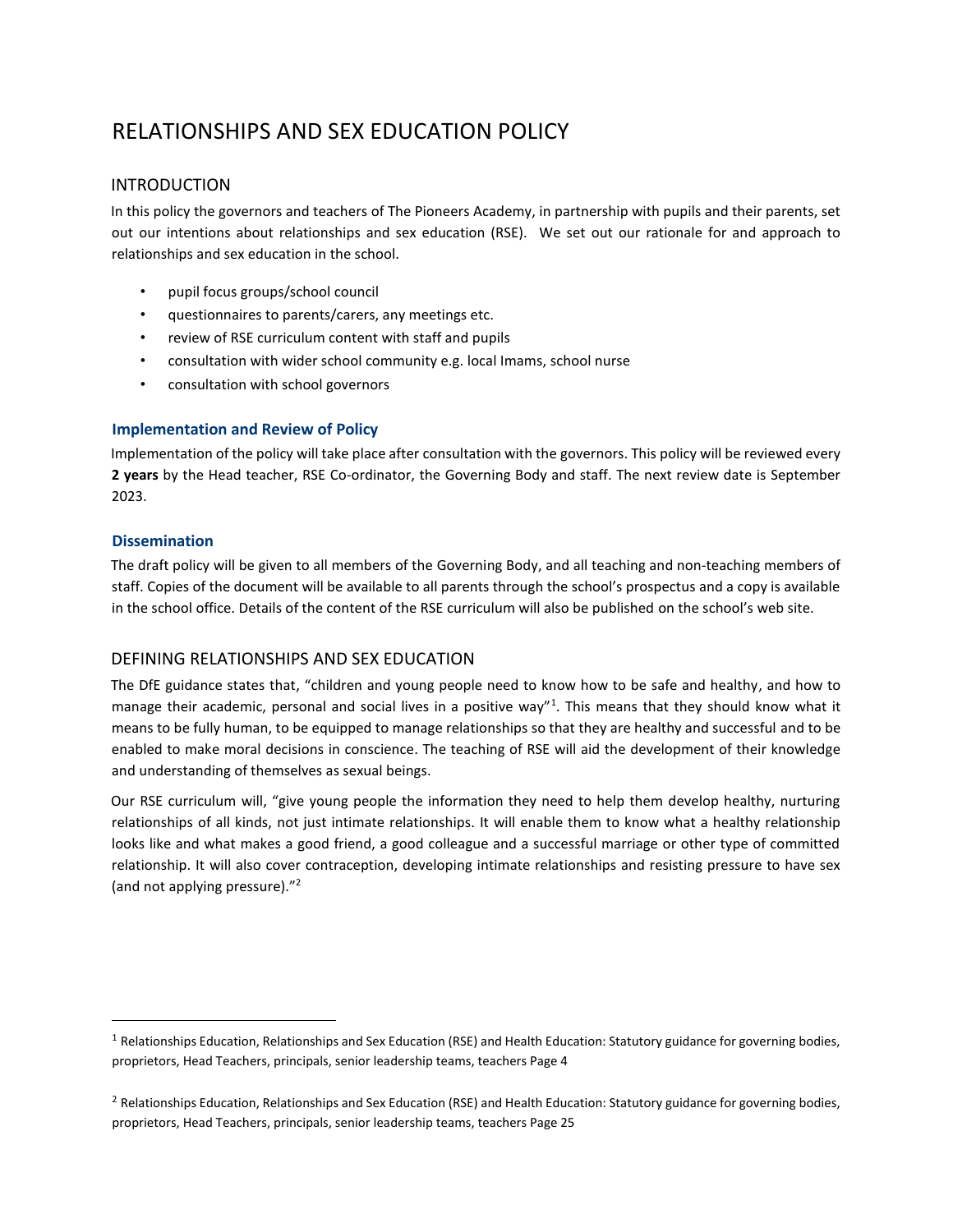# RELATIONSHIPS AND SEX EDUCATION POLICY

## INTRODUCTION

In this policy the governors and teachers of The Pioneers Academy, in partnership with pupils and their parents, set out our intentions about relationships and sex education (RSE). We set out our rationale for and approach to relationships and sex education in the school.

- pupil focus groups/school council
- questionnaires to parents/carers, any meetings etc.
- review of RSE curriculum content with staff and pupils
- consultation with wider school community e.g. local Imams, school nurse
- consultation with school governors

### Implementation and Review of Policy

Implementation of the policy will take place after consultation with the governors. This policy will be reviewed every **2 years** by the Head teacher, RSE Co-ordinator, the Governing Body and staff. The next review date is September 2023.

### Dissemination

The draft policy will be given to all members of the Governing Body, and all teaching and non-teaching members of staff. Copies of the document will be available to all parents through the school's prospectus and a copy is available in the school office. Details of the content of the RSE curriculum will also be published on the school's web site.

## DEFINING RELATIONSHIPS AND SEX EDUCATION

The DfE guidance states that, "children and young people need to know how to be safe and healthy, and how to manage their academic, personal and social lives in a positive way"[1]. This means that they should know what it means to be fully human, to be equipped to manage relationships so that they are healthy and successful and to be enabled to make moral decisions in conscience. The teaching of RSE will aid the development of their knowledge and understanding of themselves as sexual beings.

Our RSE curriculum will, "give young people the information they need to help them develop healthy, nurturing relationships of all kinds, not just intimate relationships. It will enable them to know what a healthy relationship looks like and what makes a good friend, a good colleague and a successful marriage or other type of committed relationship. It will also cover contraception, developing intimate relationships and resisting pressure to have sex (and not applying pressure)."[2]

---

[1] Relationships Education, Relationships and Sex Education (RSE) and Health Education: Statutory guidance for governing bodies, proprietors, Head Teachers, principals, senior leadership teams, teachers Page 4

[2] Relationships Education, Relationships and Sex Education (RSE) and Health Education: Statutory guidance for governing bodies, proprietors, Head Teachers, principals, senior leadership teams, teachers Page 25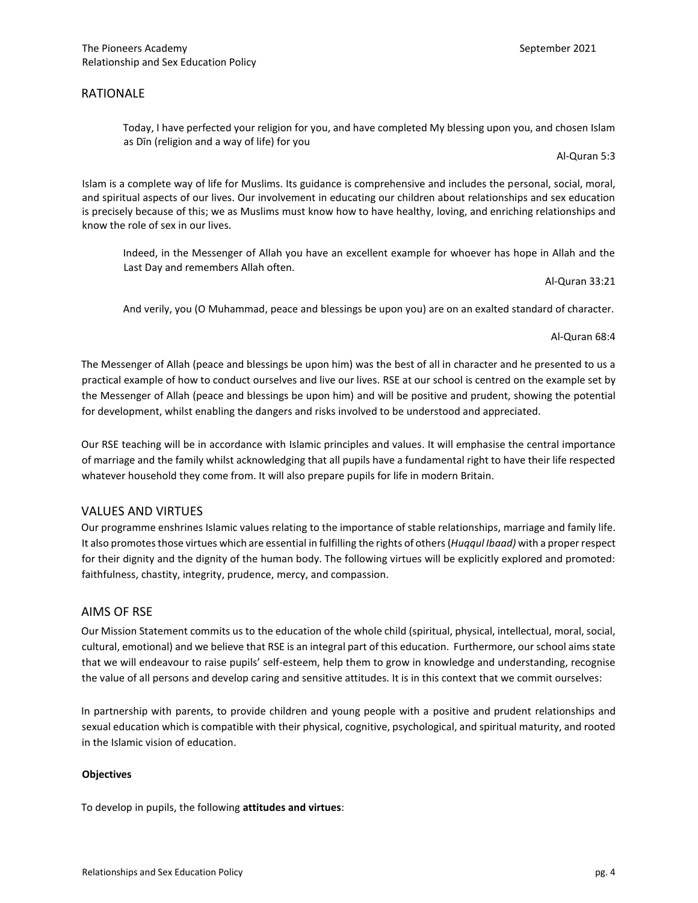## RATIONALE

> Today, I have perfected your religion for you, and have completed My blessing upon you, and chosen Islam as Dīn (religion and a way of life) for you
>
> Al-Quran 5:3

Islam is a complete way of life for Muslims. Its guidance is comprehensive and includes the personal, social, moral, and spiritual aspects of our lives. Our involvement in educating our children about relationships and sex education is precisely because of this; we as Muslims must know how to have healthy, loving, and enriching relationships and know the role of sex in our lives.

> Indeed, in the Messenger of Allah you have an excellent example for whoever has hope in Allah and the Last Day and remembers Allah often.
>
> Al-Quran 33:21

> And verily, you (O Muhammad, peace and blessings be upon you) are on an exalted standard of character.
>
> Al-Quran 68:4

The Messenger of Allah (peace and blessings be upon him) was the best of all in character and he presented to us a practical example of how to conduct ourselves and live our lives. RSE at our school is centred on the example set by the Messenger of Allah (peace and blessings be upon him) and will be positive and prudent, showing the potential for development, whilst enabling the dangers and risks involved to be understood and appreciated.

Our RSE teaching will be in accordance with Islamic principles and values. It will emphasise the central importance of marriage and the family whilst acknowledging that all pupils have a fundamental right to have their life respected whatever household they come from. It will also prepare pupils for life in modern Britain.

## VALUES AND VIRTUES

Our programme enshrines Islamic values relating to the importance of stable relationships, marriage and family life. It also promotes those virtues which are essential in fulfilling the rights of others (*Huqqul Ibaad)* with a proper respect for their dignity and the dignity of the human body. The following virtues will be explicitly explored and promoted: faithfulness, chastity, integrity, prudence, mercy, and compassion.

## AIMS OF RSE

Our Mission Statement commits us to the education of the whole child (spiritual, physical, intellectual, moral, social, cultural, emotional) and we believe that RSE is an integral part of this education. Furthermore, our school aims state that we will endeavour to raise pupils' self-esteem, help them to grow in knowledge and understanding, recognise the value of all persons and develop caring and sensitive attitudes. It is in this context that we commit ourselves:

In partnership with parents, to provide children and young people with a positive and prudent relationships and sexual education which is compatible with their physical, cognitive, psychological, and spiritual maturity, and rooted in the Islamic vision of education.

**Objectives**

To develop in pupils, the following **attitudes and virtues**: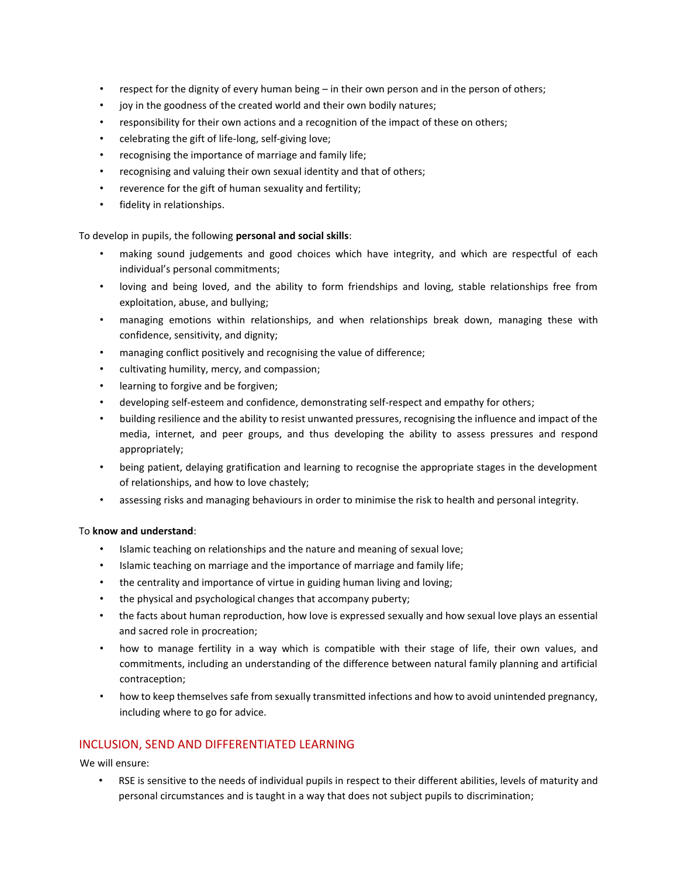- respect for the dignity of every human being – in their own person and in the person of others;
- joy in the goodness of the created world and their own bodily natures;
- responsibility for their own actions and a recognition of the impact of these on others;
- celebrating the gift of life-long, self-giving love;
- recognising the importance of marriage and family life;
- recognising and valuing their own sexual identity and that of others;
- reverence for the gift of human sexuality and fertility;
- fidelity in relationships.

To develop in pupils, the following **personal and social skills**:

- making sound judgements and good choices which have integrity, and which are respectful of each individual's personal commitments;
- loving and being loved, and the ability to form friendships and loving, stable relationships free from exploitation, abuse, and bullying;
- managing emotions within relationships, and when relationships break down, managing these with confidence, sensitivity, and dignity;
- managing conflict positively and recognising the value of difference;
- cultivating humility, mercy, and compassion;
- learning to forgive and be forgiven;
- developing self-esteem and confidence, demonstrating self-respect and empathy for others;
- building resilience and the ability to resist unwanted pressures, recognising the influence and impact of the media, internet, and peer groups, and thus developing the ability to assess pressures and respond appropriately;
- being patient, delaying gratification and learning to recognise the appropriate stages in the development of relationships, and how to love chastely;
- assessing risks and managing behaviours in order to minimise the risk to health and personal integrity.

To **know and understand**:

- Islamic teaching on relationships and the nature and meaning of sexual love;
- Islamic teaching on marriage and the importance of marriage and family life;
- the centrality and importance of virtue in guiding human living and loving;
- the physical and psychological changes that accompany puberty;
- the facts about human reproduction, how love is expressed sexually and how sexual love plays an essential and sacred role in procreation;
- how to manage fertility in a way which is compatible with their stage of life, their own values, and commitments, including an understanding of the difference between natural family planning and artificial contraception;
- how to keep themselves safe from sexually transmitted infections and how to avoid unintended pregnancy, including where to go for advice.

## INCLUSION, SEND AND DIFFERENTIATED LEARNING

We will ensure:

- RSE is sensitive to the needs of individual pupils in respect to their different abilities, levels of maturity and personal circumstances and is taught in a way that does not subject pupils to discrimination;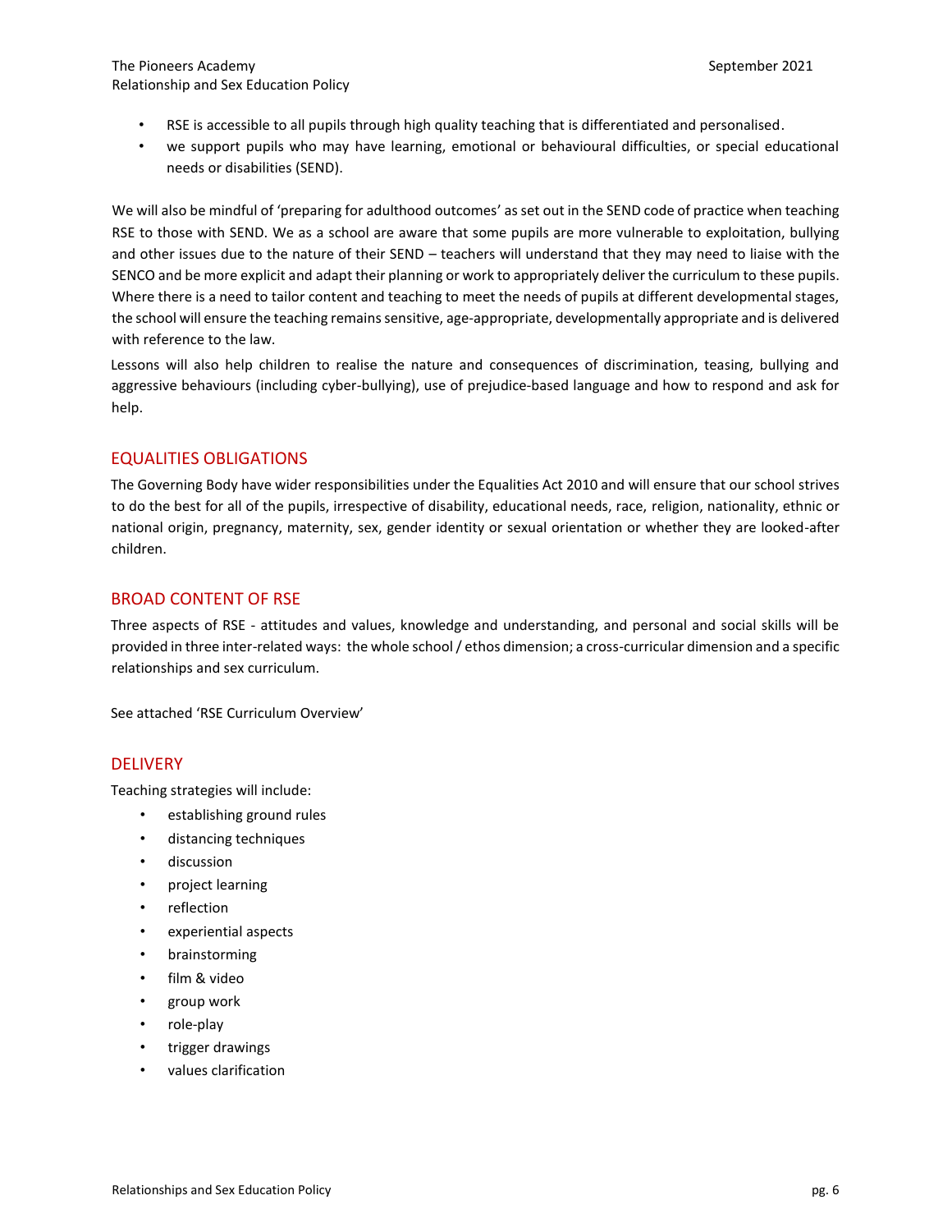- RSE is accessible to all pupils through high quality teaching that is differentiated and personalised.
- we support pupils who may have learning, emotional or behavioural difficulties, or special educational needs or disabilities (SEND).

We will also be mindful of 'preparing for adulthood outcomes' as set out in the SEND code of practice when teaching RSE to those with SEND. We as a school are aware that some pupils are more vulnerable to exploitation, bullying and other issues due to the nature of their SEND – teachers will understand that they may need to liaise with the SENCO and be more explicit and adapt their planning or work to appropriately deliver the curriculum to these pupils. Where there is a need to tailor content and teaching to meet the needs of pupils at different developmental stages, the school will ensure the teaching remains sensitive, age-appropriate, developmentally appropriate and is delivered with reference to the law.

Lessons will also help children to realise the nature and consequences of discrimination, teasing, bullying and aggressive behaviours (including cyber-bullying), use of prejudice-based language and how to respond and ask for help.

## EQUALITIES OBLIGATIONS

The Governing Body have wider responsibilities under the Equalities Act 2010 and will ensure that our school strives to do the best for all of the pupils, irrespective of disability, educational needs, race, religion, nationality, ethnic or national origin, pregnancy, maternity, sex, gender identity or sexual orientation or whether they are looked-after children.

## BROAD CONTENT OF RSE

Three aspects of RSE - attitudes and values, knowledge and understanding, and personal and social skills will be provided in three inter-related ways: the whole school / ethos dimension; a cross-curricular dimension and a specific relationships and sex curriculum.

See attached 'RSE Curriculum Overview'

## DELIVERY

Teaching strategies will include:

- establishing ground rules
- distancing techniques
- discussion
- project learning
- reflection
- experiential aspects
- brainstorming
- film & video
- group work
- role-play
- trigger drawings
- values clarification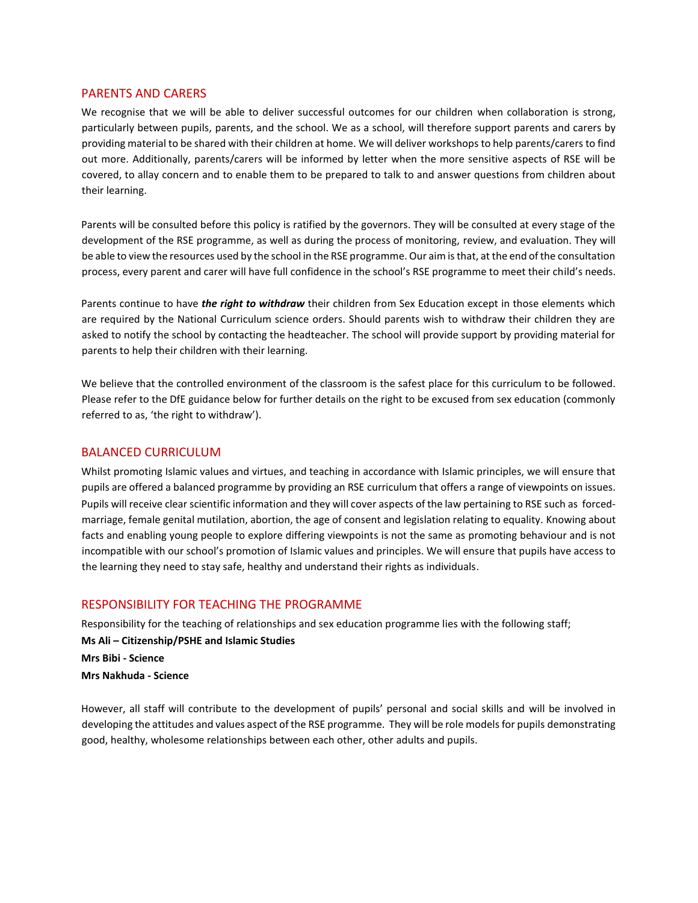## PARENTS AND CARERS

We recognise that we will be able to deliver successful outcomes for our children when collaboration is strong, particularly between pupils, parents, and the school. We as a school, will therefore support parents and carers by providing material to be shared with their children at home. We will deliver workshops to help parents/carers to find out more. Additionally, parents/carers will be informed by letter when the more sensitive aspects of RSE will be covered, to allay concern and to enable them to be prepared to talk to and answer questions from children about their learning.

Parents will be consulted before this policy is ratified by the governors. They will be consulted at every stage of the development of the RSE programme, as well as during the process of monitoring, review, and evaluation. They will be able to view the resources used by the school in the RSE programme. Our aim is that, at the end of the consultation process, every parent and carer will have full confidence in the school's RSE programme to meet their child's needs.

Parents continue to have ***the right to withdraw*** their children from Sex Education except in those elements which are required by the National Curriculum science orders. Should parents wish to withdraw their children they are asked to notify the school by contacting the headteacher. The school will provide support by providing material for parents to help their children with their learning.

We believe that the controlled environment of the classroom is the safest place for this curriculum to be followed. Please refer to the DfE guidance below for further details on the right to be excused from sex education (commonly referred to as, 'the right to withdraw').

## BALANCED CURRICULUM

Whilst promoting Islamic values and virtues, and teaching in accordance with Islamic principles, we will ensure that pupils are offered a balanced programme by providing an RSE curriculum that offers a range of viewpoints on issues. Pupils will receive clear scientific information and they will cover aspects of the law pertaining to RSE such as forced-marriage, female genital mutilation, abortion, the age of consent and legislation relating to equality. Knowing about facts and enabling young people to explore differing viewpoints is not the same as promoting behaviour and is not incompatible with our school's promotion of Islamic values and principles. We will ensure that pupils have access to the learning they need to stay safe, healthy and understand their rights as individuals.

## RESPONSIBILITY FOR TEACHING THE PROGRAMME

Responsibility for the teaching of relationships and sex education programme lies with the following staff;

**Ms Ali – Citizenship/PSHE and Islamic Studies**

**Mrs Bibi - Science**

**Mrs Nakhuda - Science**

However, all staff will contribute to the development of pupils' personal and social skills and will be involved in developing the attitudes and values aspect of the RSE programme. They will be role models for pupils demonstrating good, healthy, wholesome relationships between each other, other adults and pupils.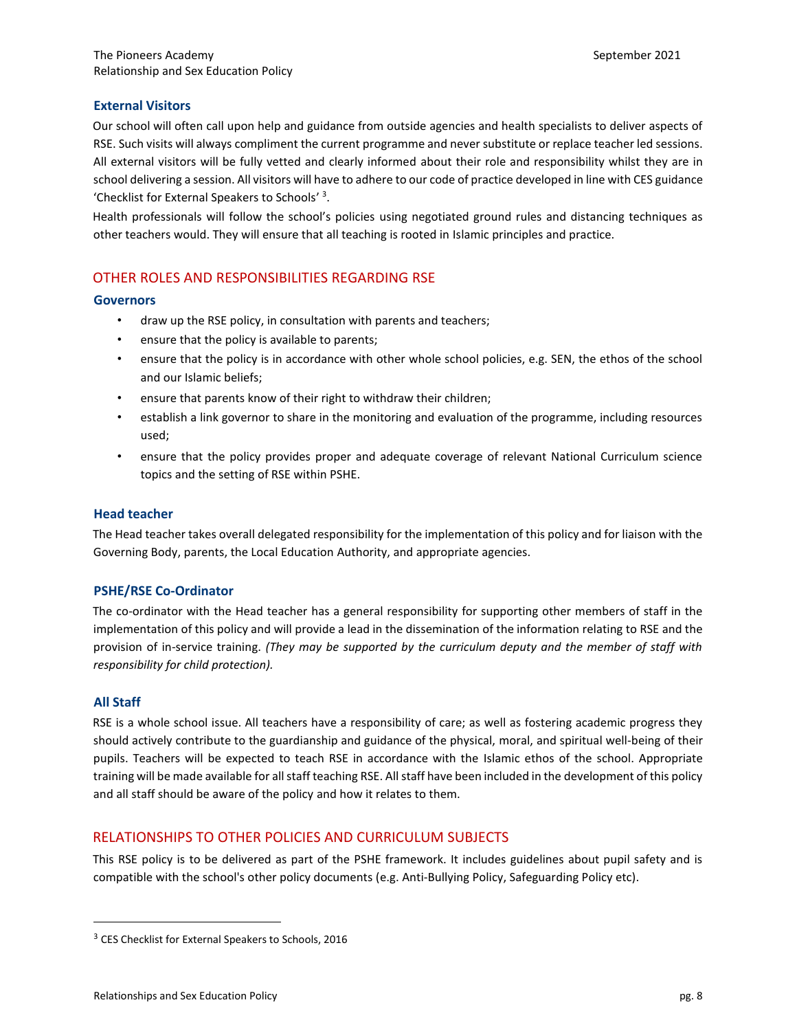### External Visitors

Our school will often call upon help and guidance from outside agencies and health specialists to deliver aspects of RSE. Such visits will always compliment the current programme and never substitute or replace teacher led sessions. All external visitors will be fully vetted and clearly informed about their role and responsibility whilst they are in school delivering a session. All visitors will have to adhere to our code of practice developed in line with CES guidance 'Checklist for External Speakers to Schools' [3].

Health professionals will follow the school's policies using negotiated ground rules and distancing techniques as other teachers would. They will ensure that all teaching is rooted in Islamic principles and practice.

## OTHER ROLES AND RESPONSIBILITIES REGARDING RSE

### Governors

- draw up the RSE policy, in consultation with parents and teachers;
- ensure that the policy is available to parents;
- ensure that the policy is in accordance with other whole school policies, e.g. SEN, the ethos of the school and our Islamic beliefs;
- ensure that parents know of their right to withdraw their children;
- establish a link governor to share in the monitoring and evaluation of the programme, including resources used;
- ensure that the policy provides proper and adequate coverage of relevant National Curriculum science topics and the setting of RSE within PSHE.

### Head teacher

The Head teacher takes overall delegated responsibility for the implementation of this policy and for liaison with the Governing Body, parents, the Local Education Authority, and appropriate agencies.

### PSHE/RSE Co-Ordinator

The co-ordinator with the Head teacher has a general responsibility for supporting other members of staff in the implementation of this policy and will provide a lead in the dissemination of the information relating to RSE and the provision of in-service training. *(They may be supported by the curriculum deputy and the member of staff with responsibility for child protection).*

### All Staff

RSE is a whole school issue. All teachers have a responsibility of care; as well as fostering academic progress they should actively contribute to the guardianship and guidance of the physical, moral, and spiritual well-being of their pupils. Teachers will be expected to teach RSE in accordance with the Islamic ethos of the school. Appropriate training will be made available for all staff teaching RSE. All staff have been included in the development of this policy and all staff should be aware of the policy and how it relates to them.

## RELATIONSHIPS TO OTHER POLICIES AND CURRICULUM SUBJECTS

This RSE policy is to be delivered as part of the PSHE framework. It includes guidelines about pupil safety and is compatible with the school's other policy documents (e.g. Anti-Bullying Policy, Safeguarding Policy etc).

---

[3] CES Checklist for External Speakers to Schools, 2016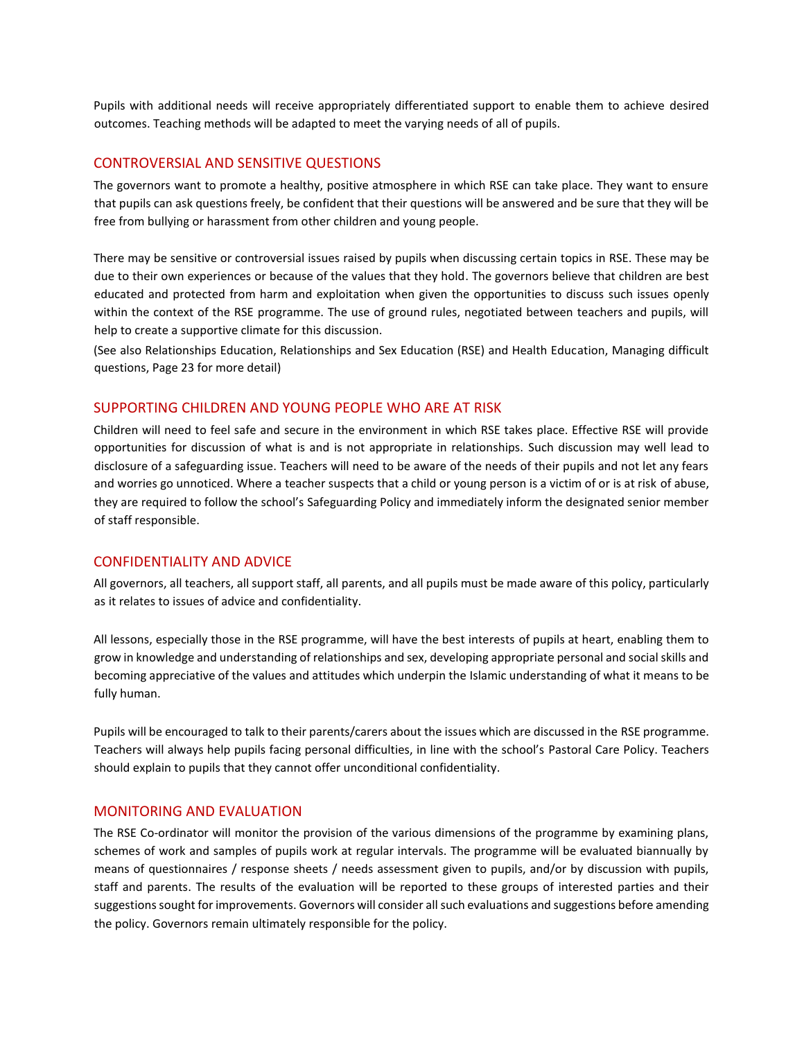Pupils with additional needs will receive appropriately differentiated support to enable them to achieve desired outcomes. Teaching methods will be adapted to meet the varying needs of all of pupils.

## CONTROVERSIAL AND SENSITIVE QUESTIONS

The governors want to promote a healthy, positive atmosphere in which RSE can take place. They want to ensure that pupils can ask questions freely, be confident that their questions will be answered and be sure that they will be free from bullying or harassment from other children and young people.

There may be sensitive or controversial issues raised by pupils when discussing certain topics in RSE. These may be due to their own experiences or because of the values that they hold. The governors believe that children are best educated and protected from harm and exploitation when given the opportunities to discuss such issues openly within the context of the RSE programme. The use of ground rules, negotiated between teachers and pupils, will help to create a supportive climate for this discussion.
(See also Relationships Education, Relationships and Sex Education (RSE) and Health Education, Managing difficult questions, Page 23 for more detail)

## SUPPORTING CHILDREN AND YOUNG PEOPLE WHO ARE AT RISK

Children will need to feel safe and secure in the environment in which RSE takes place. Effective RSE will provide opportunities for discussion of what is and is not appropriate in relationships. Such discussion may well lead to disclosure of a safeguarding issue. Teachers will need to be aware of the needs of their pupils and not let any fears and worries go unnoticed. Where a teacher suspects that a child or young person is a victim of or is at risk of abuse, they are required to follow the school's Safeguarding Policy and immediately inform the designated senior member of staff responsible.

## CONFIDENTIALITY AND ADVICE

All governors, all teachers, all support staff, all parents, and all pupils must be made aware of this policy, particularly as it relates to issues of advice and confidentiality.

All lessons, especially those in the RSE programme, will have the best interests of pupils at heart, enabling them to grow in knowledge and understanding of relationships and sex, developing appropriate personal and social skills and becoming appreciative of the values and attitudes which underpin the Islamic understanding of what it means to be fully human.

Pupils will be encouraged to talk to their parents/carers about the issues which are discussed in the RSE programme. Teachers will always help pupils facing personal difficulties, in line with the school's Pastoral Care Policy. Teachers should explain to pupils that they cannot offer unconditional confidentiality.

## MONITORING AND EVALUATION

The RSE Co-ordinator will monitor the provision of the various dimensions of the programme by examining plans, schemes of work and samples of pupils work at regular intervals. The programme will be evaluated biannually by means of questionnaires / response sheets / needs assessment given to pupils, and/or by discussion with pupils, staff and parents. The results of the evaluation will be reported to these groups of interested parties and their suggestions sought for improvements. Governors will consider all such evaluations and suggestions before amending the policy. Governors remain ultimately responsible for the policy.